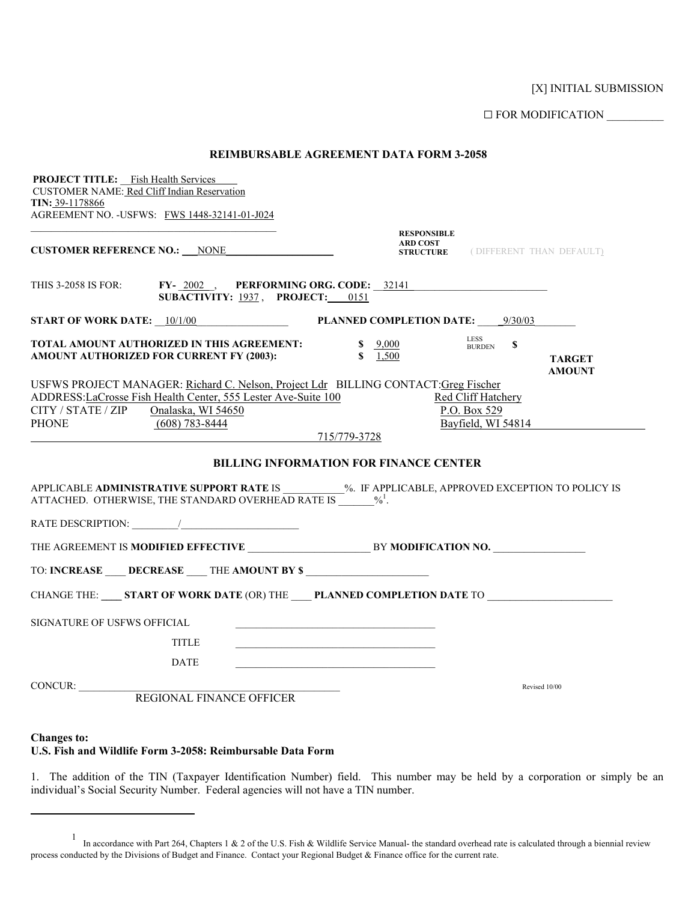[X] INITIAL SUBMISSION

☐ FOR MODIFICATION __________

## REIMBURSABLE AGREEMENT DATA FORM 3-2058

**PROJECT TITLE:** Fish Health Services
CUSTOMER NAME: Red Cliff Indian Reservation
**TIN:** 39-1178866
AGREEMENT NO. -USFWS: FWS 1448-32141-01-J024

**CUSTOMER REFERENCE NO.:** NONE

**RESPONSIBLE ARD COST STRUCTURE** ( DIFFERENT THAN DEFAULT)

THIS 3-2058 IS FOR: **FY-** 2002 , **PERFORMING ORG. CODE:** 32141
**SUBACTIVITY:** 1937 , **PROJECT:** 0151

**START OF WORK DATE:** 10/1/00 **PLANNED COMPLETION DATE:** 9/30/03

**TOTAL AMOUNT AUTHORIZED IN THIS AGREEMENT:** **$** 9,000 LESS BURDEN **$**
**AMOUNT AUTHORIZED FOR CURRENT FY (2003):** **$** 1,500 **TARGET AMOUNT**

USFWS PROJECT MANAGER: Richard C. Nelson, Project Ldr BILLING CONTACT: Greg Fischer
ADDRESS: LaCrosse Fish Health Center, 555 Lester Ave-Suite 100 Red Cliff Hatchery
CITY / STATE / ZIP Onalaska, WI 54650 P.O. Box 529
PHONE (608) 783-8444 Bayfield, WI 54814
715/779-3728

## BILLING INFORMATION FOR FINANCE CENTER

APPLICABLE **ADMINISTRATIVE SUPPORT RATE** IS ___________%. IF APPLICABLE, APPROVED EXCEPTION TO POLICY IS ATTACHED. OTHERWISE, THE STANDARD OVERHEAD RATE IS _______%[1].

RATE DESCRIPTION: _________/_______________________

THE AGREEMENT IS **MODIFIED EFFECTIVE** _______________________ BY **MODIFICATION NO.** _________________

TO: **INCREASE** ____ **DECREASE** ____ THE **AMOUNT BY $** _______________________

CHANGE THE: ____ **START OF WORK DATE** (OR) THE ____ **PLANNED COMPLETION DATE** TO ________________________

SIGNATURE OF USFWS OFFICIAL _____________________________________

TITLE _____________________________________

DATE _____________________________________

CONCUR: _________________________________________________
REGIONAL FINANCE OFFICER

Revised 10/00

**Changes to:**
**U.S. Fish and Wildlife Form 3-2058: Reimbursable Data Form**

1. The addition of the TIN (Taxpayer Identification Number) field. This number may be held by a corporation or simply be an individual's Social Security Number. Federal agencies will not have a TIN number.

[1] In accordance with Part 264, Chapters 1 & 2 of the U.S. Fish & Wildlife Service Manual- the standard overhead rate is calculated through a biennial review process conducted by the Divisions of Budget and Finance. Contact your Regional Budget & Finance office for the current rate.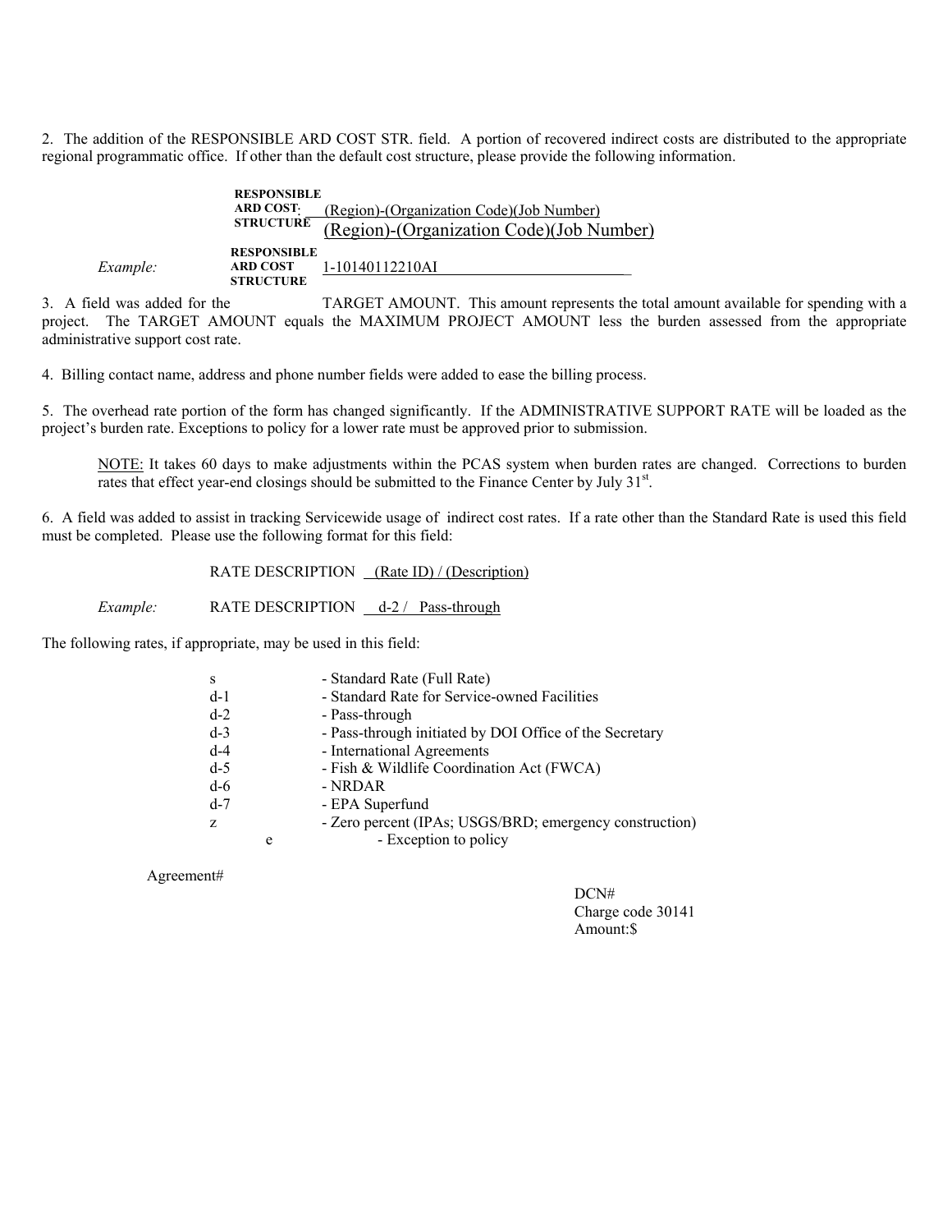2. The addition of the RESPONSIBLE ARD COST STR. field. A portion of recovered indirect costs are distributed to the appropriate regional programmatic office. If other than the default cost structure, please provide the following information.

**RESPONSIBLE ARD COST STRUCTURE**: (Region)-(Organization Code)(Job Number)

(Region)-(Organization Code)(Job Number)

*Example:* **RESPONSIBLE ARD COST STRUCTURE** 1-10140112210AI

3. A field was added for the TARGET AMOUNT. This amount represents the total amount available for spending with a project. The TARGET AMOUNT equals the MAXIMUM PROJECT AMOUNT less the burden assessed from the appropriate administrative support cost rate.

4. Billing contact name, address and phone number fields were added to ease the billing process.

5. The overhead rate portion of the form has changed significantly. If the ADMINISTRATIVE SUPPORT RATE will be loaded as the project's burden rate. Exceptions to policy for a lower rate must be approved prior to submission.

NOTE: It takes 60 days to make adjustments within the PCAS system when burden rates are changed. Corrections to burden rates that effect year-end closings should be submitted to the Finance Center by July 31st.

6. A field was added to assist in tracking Servicewide usage of indirect cost rates. If a rate other than the Standard Rate is used this field must be completed. Please use the following format for this field:

RATE DESCRIPTION (Rate ID) / (Description)

*Example:* RATE DESCRIPTION d-2 / Pass-through

The following rates, if appropriate, may be used in this field:

| | |
|---|---|
| s | - Standard Rate (Full Rate) |
| d-1 | - Standard Rate for Service-owned Facilities |
| d-2 | - Pass-through |
| d-3 | - Pass-through initiated by DOI Office of the Secretary |
| d-4 | - International Agreements |
| d-5 | - Fish & Wildlife Coordination Act (FWCA) |
| d-6 | - NRDAR |
| d-7 | - EPA Superfund |
| z | - Zero percent (IPAs; USGS/BRD; emergency construction) |
| e | - Exception to policy |

Agreement#

DCN#
Charge code 30141
Amount:$